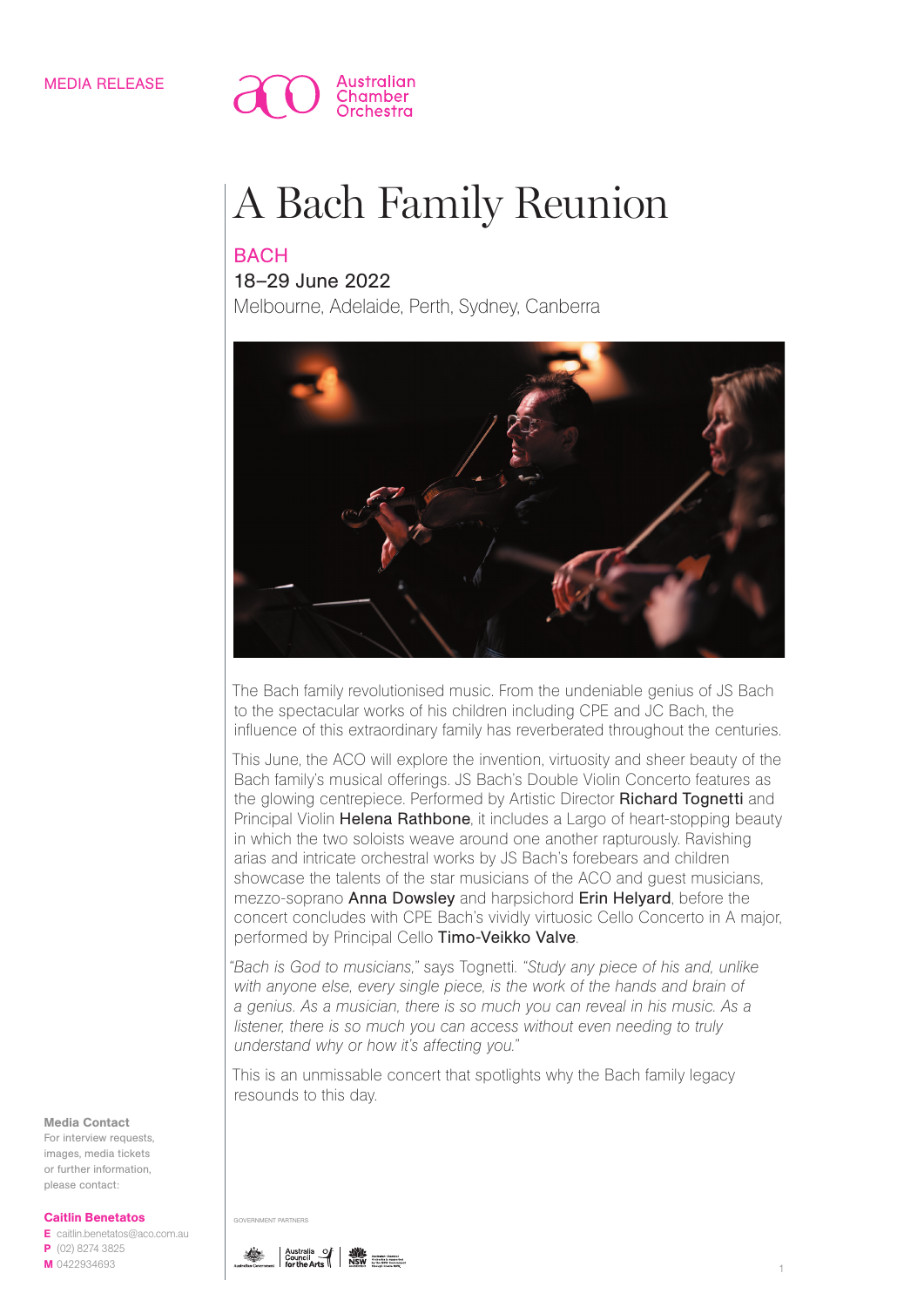MEDIA RELEASE

Australian Chamber Orchestra

# A Bach Family Reunion

## BACH

18–29 June 2022

Melbourne, Adelaide, Perth, Sydney, Canberra

The Bach family revolutionised music. From the undeniable genius of JS Bach to the spectacular works of his children including CPE and JC Bach, the influence of this extraordinary family has reverberated throughout the centuries.

This June, the ACO will explore the invention, virtuosity and sheer beauty of the Bach family's musical offerings. JS Bach's Double Violin Concerto features as the glowing centrepiece. Performed by Artistic Director **Richard Tognetti** and Principal Violin **Helena Rathbone**, it includes a Largo of heart-stopping beauty in which the two soloists weave around one another rapturously. Ravishing arias and intricate orchestral works by JS Bach's forebears and children showcase the talents of the star musicians of the ACO and guest musicians, mezzo-soprano **Anna Dowsley** and harpsichord **Erin Helyard**, before the concert concludes with CPE Bach's vividly virtuosic Cello Concerto in A major, performed by Principal Cello **Timo-Veikko Valve**.

"*Bach is God to musicians,*" says Tognetti. "*Study any piece of his and, unlike with anyone else, every single piece, is the work of the hands and brain of a genius. As a musician, there is so much you can reveal in his music. As a listener, there is so much you can access without even needing to truly understand why or how it's affecting you.*"

This is an unmissable concert that spotlights why the Bach family legacy resounds to this day.

**Media Contact**

For interview requests, images, media tickets or further information, please contact:

**Caitlin Benetatos**

**E** caitlin.benetatos@aco.com.au

**P** (02) 8274 3825

**M** 0422934693

GOVERNMENT PARTNERS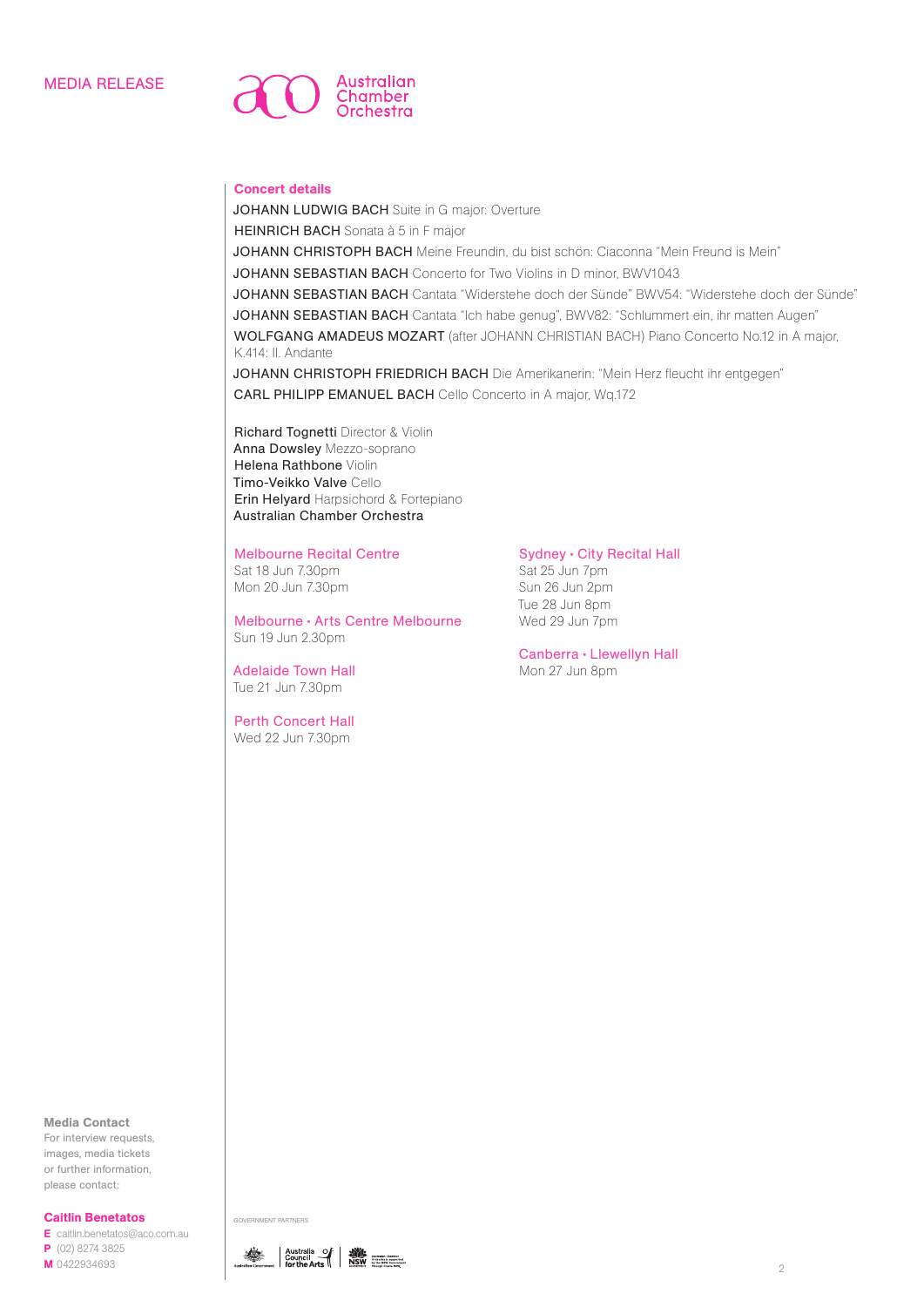MEDIA RELEASE

Australian Chamber Orchestra

### Concert details

JOHANN LUDWIG BACH Suite in G major: Overture

HEINRICH BACH Sonata à 5 in F major

JOHANN CHRISTOPH BACH Meine Freundin, du bist schön: Ciaconna "Mein Freund is Mein"

JOHANN SEBASTIAN BACH Concerto for Two Violins in D minor, BWV1043

JOHANN SEBASTIAN BACH Cantata "Widerstehe doch der Sünde" BWV54: "Widerstehe doch der Sünde"

JOHANN SEBASTIAN BACH Cantata "Ich habe genug", BWV82: "Schlummert ein, ihr matten Augen"

WOLFGANG AMADEUS MOZART (after JOHANN CHRISTIAN BACH) Piano Concerto No.12 in A major, K.414: II. Andante

JOHANN CHRISTOPH FRIEDRICH BACH Die Amerikanerin: "Mein Herz fleucht ihr entgegen"

CARL PHILIPP EMANUEL BACH Cello Concerto in A major, Wq.172

Richard Tognetti Director & Violin
Anna Dowsley Mezzo-soprano
Helena Rathbone Violin
Timo-Veikko Valve Cello
Erin Helyard Harpsichord & Fortepiano
Australian Chamber Orchestra

**Melbourne Recital Centre**
Sat 18 Jun 7.30pm
Mon 20 Jun 7.30pm

**Melbourne • Arts Centre Melbourne**
Sun 19 Jun 2.30pm

**Adelaide Town Hall**
Tue 21 Jun 7.30pm

**Perth Concert Hall**
Wed 22 Jun 7.30pm

**Sydney • City Recital Hall**
Sat 25 Jun 7pm
Sun 26 Jun 2pm
Tue 28 Jun 8pm
Wed 29 Jun 7pm

**Canberra • Llewellyn Hall**
Mon 27 Jun 8pm

**Media Contact**
For interview requests, images, media tickets or further information, please contact:

**Caitlin Benetatos**
**E** caitlin.benetatos@aco.com.au
**P** (02) 8274 3825
**M** 0422934693

GOVERNMENT PARTNERS